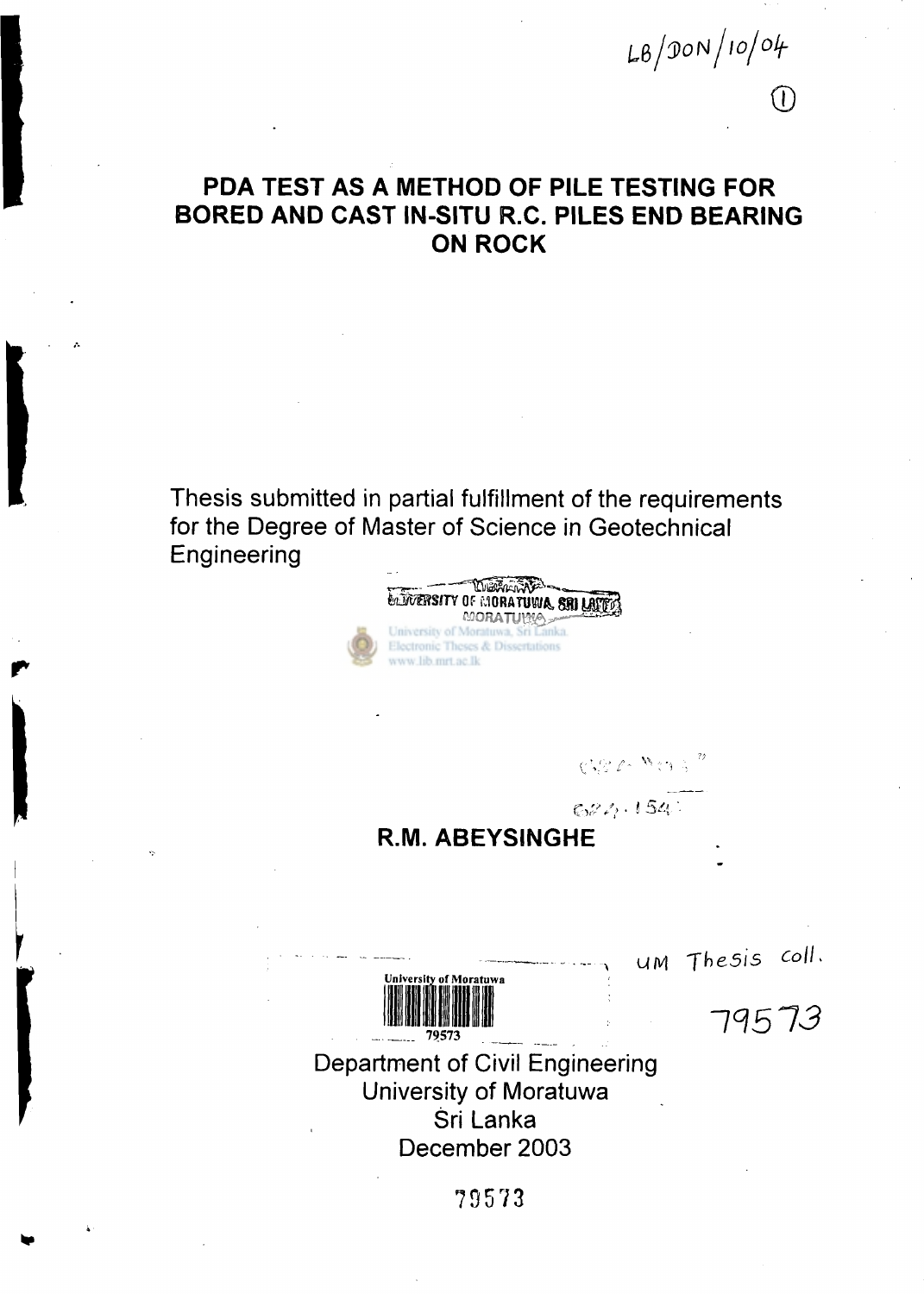LB/DON/10/04

# PDA TEST AS A METHOD OF PILE TESTING FOR BORED AND CAST IN-SITU R.C. PILES END BEARING ON ROCK

Thesis submitted in partial fulfillment of the requirements for the Degree of Master of Science in Geotechnical Engineering

University of Moratuwa, Sri Lanka.
Electronic Theses & Dissertations
www.lib.mrt.ac.lk

624.154

## R.M. ABEYSINGHE

UM Thesis coll.

79573

Department of Civil Engineering
University of Moratuwa
Sri Lanka
December 2003

79573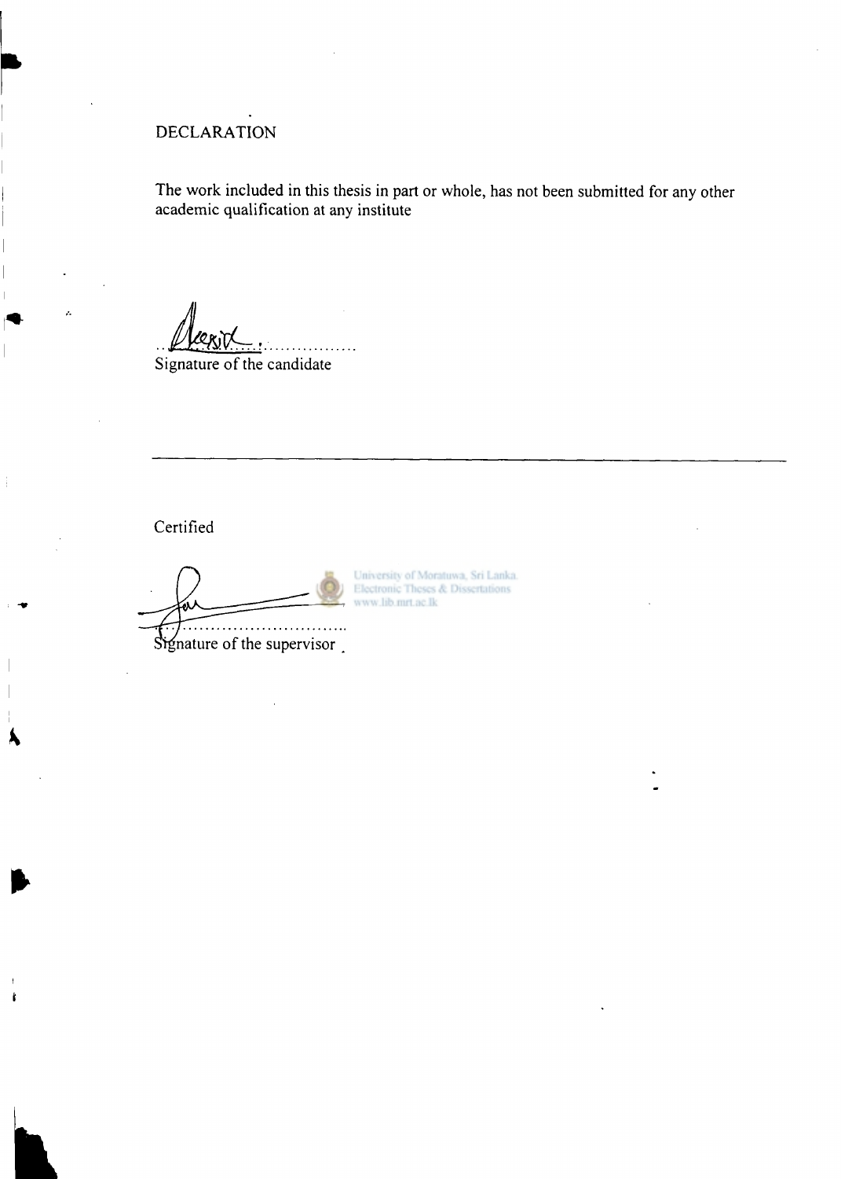# DECLARATION

The work included in this thesis in part or whole, has not been submitted for any other academic qualification at any institute

.....................................

Signature of the candidate

---

Certified

.....................................

Signature of the supervisor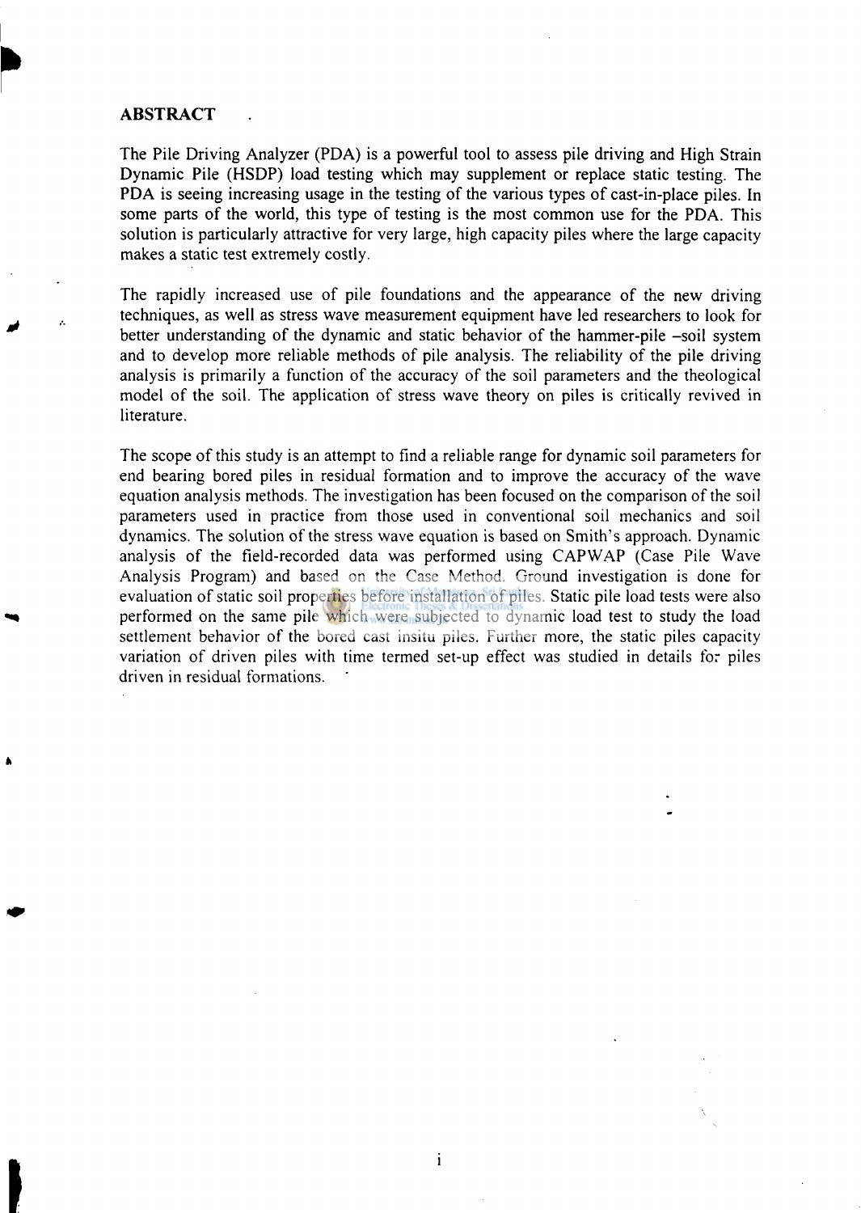## ABSTRACT

The Pile Driving Analyzer (PDA) is a powerful tool to assess pile driving and High Strain Dynamic Pile (HSDP) load testing which may supplement or replace static testing. The PDA is seeing increasing usage in the testing of the various types of cast-in-place piles. In some parts of the world, this type of testing is the most common use for the PDA. This solution is particularly attractive for very large, high capacity piles where the large capacity makes a static test extremely costly.

The rapidly increased use of pile foundations and the appearance of the new driving techniques, as well as stress wave measurement equipment have led researchers to look for better understanding of the dynamic and static behavior of the hammer-pile –soil system and to develop more reliable methods of pile analysis. The reliability of the pile driving analysis is primarily a function of the accuracy of the soil parameters and the theological model of the soil. The application of stress wave theory on piles is critically revived in literature.

The scope of this study is an attempt to find a reliable range for dynamic soil parameters for end bearing bored piles in residual formation and to improve the accuracy of the wave equation analysis methods. The investigation has been focused on the comparison of the soil parameters used in practice from those used in conventional soil mechanics and soil dynamics. The solution of the stress wave equation is based on Smith's approach. Dynamic analysis of the field-recorded data was performed using CAPWAP (Case Pile Wave Analysis Program) and based on the Case Method. Ground investigation is done for evaluation of static soil properties before installation of piles. Static pile load tests were also performed on the same pile which were subjected to dynamic load test to study the load settlement behavior of the bored cast insitu piles. Further more, the static piles capacity variation of driven piles with time termed set-up effect was studied in details for piles driven in residual formations.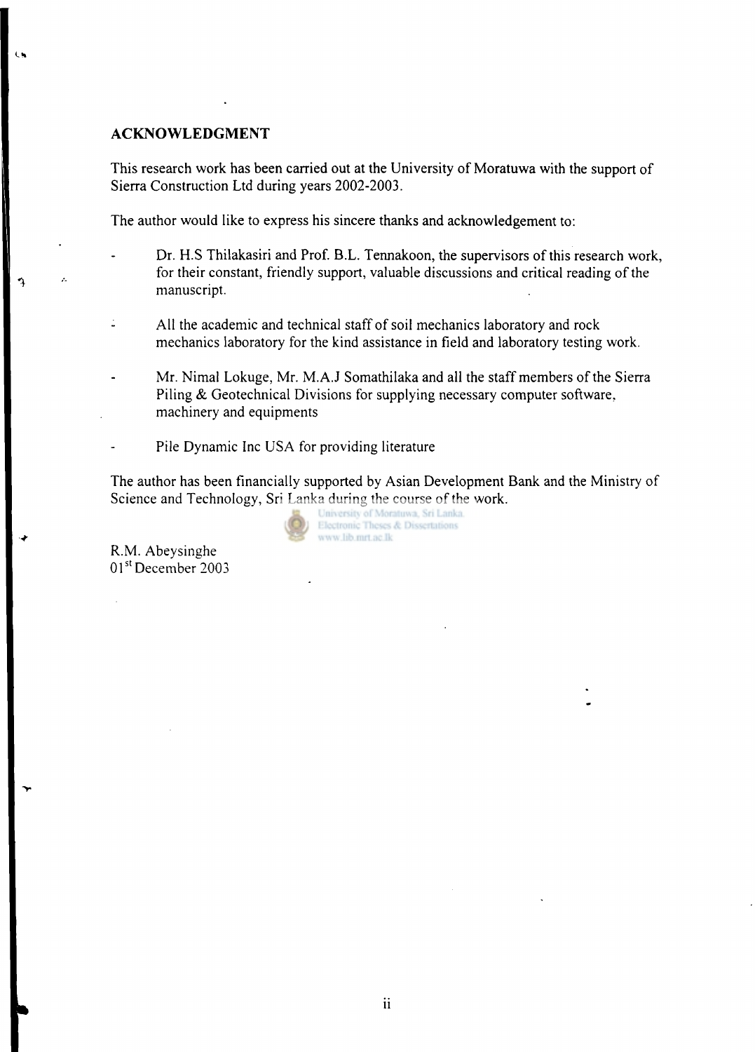## ACKNOWLEDGMENT

This research work has been carried out at the University of Moratuwa with the support of Sierra Construction Ltd during years 2002-2003.

The author would like to express his sincere thanks and acknowledgement to:

- Dr. H.S Thilakasiri and Prof. B.L. Tennakoon, the supervisors of this research work, for their constant, friendly support, valuable discussions and critical reading of the manuscript.

- All the academic and technical staff of soil mechanics laboratory and rock mechanics laboratory for the kind assistance in field and laboratory testing work.

- Mr. Nimal Lokuge, Mr. M.A.J Somathilaka and all the staff members of the Sierra Piling & Geotechnical Divisions for supplying necessary computer software, machinery and equipments

- Pile Dynamic Inc USA for providing literature

The author has been financially supported by Asian Development Bank and the Ministry of Science and Technology, Sri Lanka during the course of the work.

R.M. Abeysinghe
01st December 2003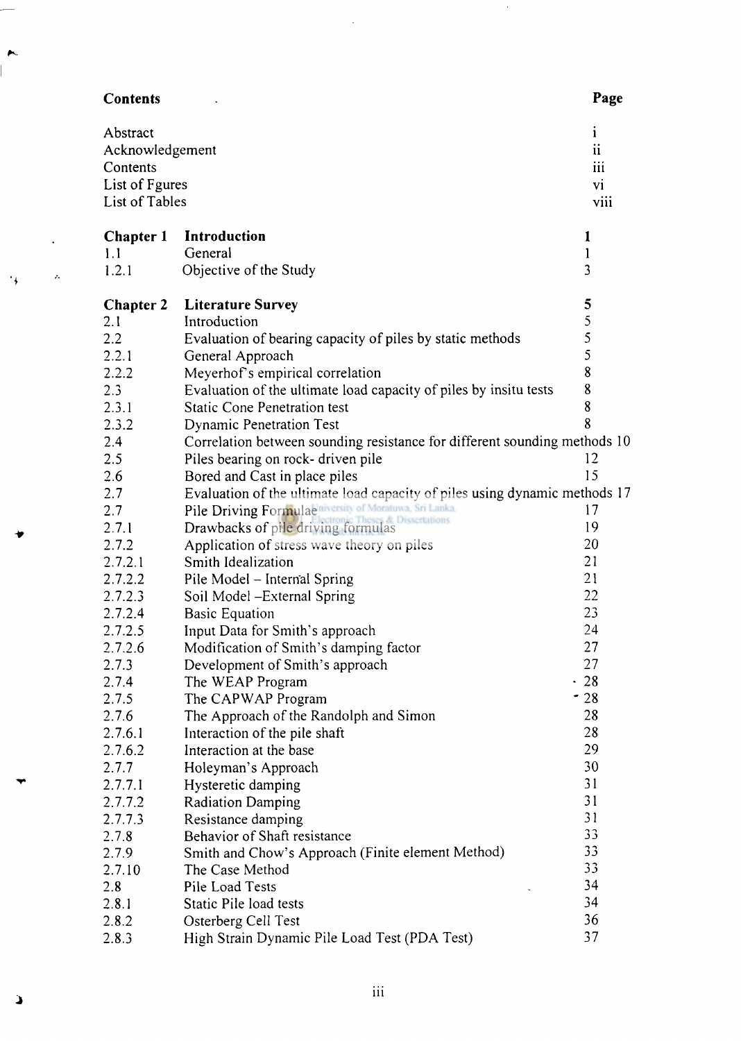| **Contents** | | **Page** |
|---|---|---|
| Abstract | | i |
| Acknowledgement | | ii |
| Contents | | iii |
| List of Fgures | | vi |
| List of Tables | | viii |
| | | |
| **Chapter 1** | **Introduction** | **1** |
| 1.1 | General | 1 |
| 1.2.1 | Objective of the Study | 3 |
| | | |
| **Chapter 2** | **Literature Survey** | **5** |
| 2.1 | Introduction | 5 |
| 2.2 | Evaluation of bearing capacity of piles by static methods | 5 |
| 2.2.1 | General Approach | 5 |
| 2.2.2 | Meyerhof's empirical correlation | 8 |
| 2.3 | Evaluation of the ultimate load capacity of piles by insitu tests | 8 |
| 2.3.1 | Static Cone Penetration test | 8 |
| 2.3.2 | Dynamic Penetration Test | 8 |
| 2.4 | Correlation between sounding resistance for different sounding methods | 10 |
| 2.5 | Piles bearing on rock- driven pile | 12 |
| 2.6 | Bored and Cast in place piles | 15 |
| 2.7 | Evaluation of the ultimate load capacity of piles using dynamic methods | 17 |
| 2.7 | Pile Driving Formulae | 17 |
| 2.7.1 | Drawbacks of pile driving formulas | 19 |
| 2.7.2 | Application of stress wave theory on piles | 20 |
| 2.7.2.1 | Smith Idealization | 21 |
| 2.7.2.2 | Pile Model – Internal Spring | 21 |
| 2.7.2.3 | Soil Model –External Spring | 22 |
| 2.7.2.4 | Basic Equation | 23 |
| 2.7.2.5 | Input Data for Smith's approach | 24 |
| 2.7.2.6 | Modification of Smith's damping factor | 27 |
| 2.7.3 | Development of Smith's approach | 27 |
| 2.7.4 | The WEAP Program | 28 |
| 2.7.5 | The CAPWAP Program | 28 |
| 2.7.6 | The Approach of the Randolph and Simon | 28 |
| 2.7.6.1 | Interaction of the pile shaft | 28 |
| 2.7.6.2 | Interaction at the base | 29 |
| 2.7.7 | Holeyman's Approach | 30 |
| 2.7.7.1 | Hysteretic damping | 31 |
| 2.7.7.2 | Radiation Damping | 31 |
| 2.7.7.3 | Resistance damping | 31 |
| 2.7.8 | Behavior of Shaft resistance | 33 |
| 2.7.9 | Smith and Chow's Approach (Finite element Method) | 33 |
| 2.7.10 | The Case Method | 33 |
| 2.8 | Pile Load Tests | 34 |
| 2.8.1 | Static Pile load tests | 34 |
| 2.8.2 | Osterberg Cell Test | 36 |
| 2.8.3 | High Strain Dynamic Pile Load Test (PDA Test) | 37 |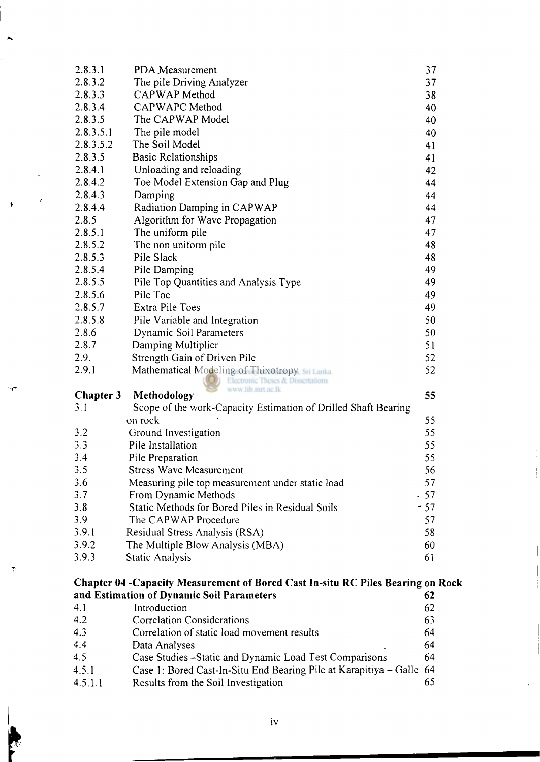| | | |
|---|---|---|
| 2.8.3.1 | PDA Measurement | 37 |
| 2.8.3.2 | The pile Driving Analyzer | 37 |
| 2.8.3.3 | CAPWAP Method | 38 |
| 2.8.3.4 | CAPWAPC Method | 40 |
| 2.8.3.5 | The CAPWAP Model | 40 |
| 2.8.3.5.1 | The pile model | 40 |
| 2.8.3.5.2 | The Soil Model | 41 |
| 2.8.3.5 | Basic Relationships | 41 |
| 2.8.4.1 | Unloading and reloading | 42 |
| 2.8.4.2 | Toe Model Extension Gap and Plug | 44 |
| 2.8.4.3 | Damping | 44 |
| 2.8.4.4 | Radiation Damping in CAPWAP | 44 |
| 2.8.5 | Algorithm for Wave Propagation | 47 |
| 2.8.5.1 | The uniform pile | 47 |
| 2.8.5.2 | The non uniform pile | 48 |
| 2.8.5.3 | Pile Slack | 48 |
| 2.8.5.4 | Pile Damping | 49 |
| 2.8.5.5 | Pile Top Quantities and Analysis Type | 49 |
| 2.8.5.6 | Pile Toe | 49 |
| 2.8.5.7 | Extra Pile Toes | 49 |
| 2.8.5.8 | Pile Variable and Integration | 50 |
| 2.8.6 | Dynamic Soil Parameters | 50 |
| 2.8.7 | Damping Multiplier | 51 |
| 2.9. | Strength Gain of Driven Pile | 52 |
| 2.9.1 | Mathematical Modeling of Thixotropy | 52 |
| **Chapter 3** | **Methodology** | **55** |
| 3.1 | Scope of the work-Capacity Estimation of Drilled Shaft Bearing on rock | 55 |
| 3.2 | Ground Investigation | 55 |
| 3.3 | Pile Installation | 55 |
| 3.4 | Pile Preparation | 55 |
| 3.5 | Stress Wave Measurement | 56 |
| 3.6 | Measuring pile top measurement under static load | 57 |
| 3.7 | From Dynamic Methods | 57 |
| 3.8 | Static Methods for Bored Piles in Residual Soils | 57 |
| 3.9 | The CAPWAP Procedure | 57 |
| 3.9.1 | Residual Stress Analysis (RSA) | 58 |
| 3.9.2 | The Multiple Blow Analysis (MBA) | 60 |
| 3.9.3 | Static Analysis | 61 |
| **Chapter 04 -Capacity Measurement of Bored Cast In-situ RC Piles Bearing on Rock and Estimation of Dynamic Soil Parameters** | | **62** |
| 4.1 | Introduction | 62 |
| 4.2 | Correlation Considerations | 63 |
| 4.3 | Correlation of static load movement results | 64 |
| 4.4 | Data Analyses | 64 |
| 4.5 | Case Studies –Static and Dynamic Load Test Comparisons | 64 |
| 4.5.1 | Case 1: Bored Cast-In-Situ End Bearing Pile at Karapitiya – Galle | 64 |
| 4.5.1.1 | Results from the Soil Investigation | 65 |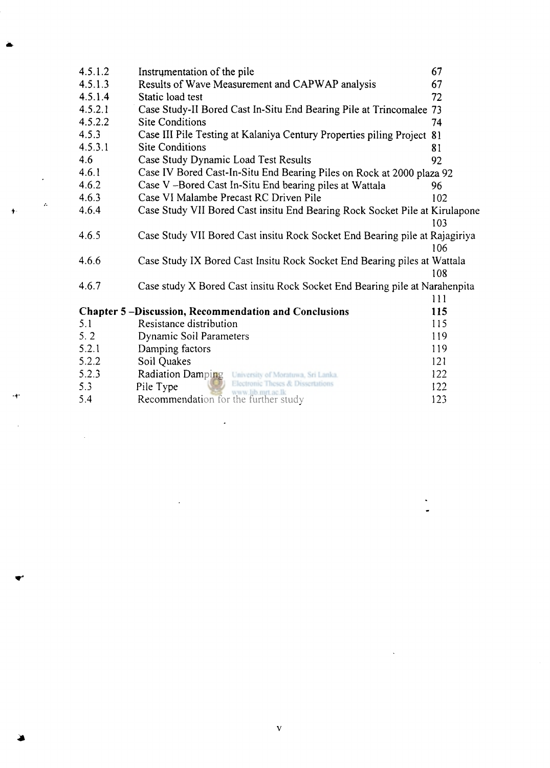| | | |
|---|---|---|
| 4.5.1.2 | Instrumentation of the pile | 67 |
| 4.5.1.3 | Results of Wave Measurement and CAPWAP analysis | 67 |
| 4.5.1.4 | Static load test | 72 |
| 4.5.2.1 | Case Study-II Bored Cast In-Situ End Bearing Pile at Trincomalee | 73 |
| 4.5.2.2 | Site Conditions | 74 |
| 4.5.3 | Case III Pile Testing at Kalaniya Century Properties piling Project | 81 |
| 4.5.3.1 | Site Conditions | 81 |
| 4.6 | Case Study Dynamic Load Test Results | 92 |
| 4.6.1 | Case IV Bored Cast-In-Situ End Bearing Piles on Rock at 2000 plaza | 92 |
| 4.6.2 | Case V –Bored Cast In-Situ End bearing piles at Wattala | 96 |
| 4.6.3 | Case VI Malambe Precast RC Driven Pile | 102 |
| 4.6.4 | Case Study VII Bored Cast insitu End Bearing Rock Socket Pile at Kirulapone | 103 |
| 4.6.5 | Case Study VII Bored Cast insitu Rock Socket End Bearing pile at Rajagiriya | 106 |
| 4.6.6 | Case Study IX Bored Cast Insitu Rock Socket End Bearing piles at Wattala | 108 |
| 4.6.7 | Case study X Bored Cast insitu Rock Socket End Bearing pile at Narahenpita | 111 |
| **Chapter 5 –Discussion, Recommendation and Conclusions** | | **115** |
| 5.1 | Resistance distribution | 115 |
| 5. 2 | Dynamic Soil Parameters | 119 |
| 5.2.1 | Damping factors | 119 |
| 5.2.2 | Soil Quakes | 121 |
| 5.2.3 | Radiation Damping | 122 |
| 5.3 | Pile Type | 122 |
| 5.4 | Recommendation for the further study | 123 |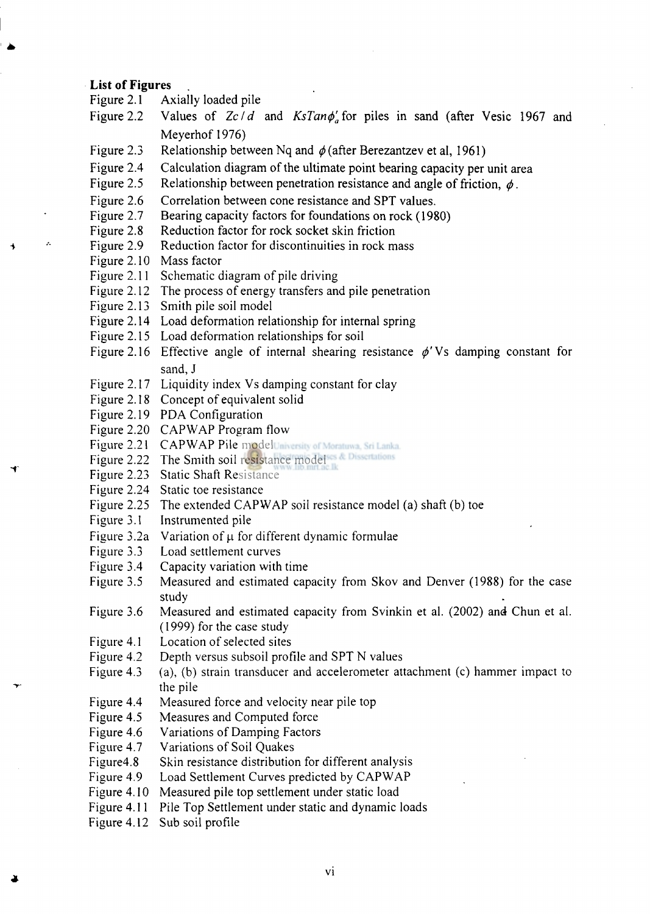**List of Figures**

| | |
|---|---|
| Figure 2.1 | Axially loaded pile |
| Figure 2.2 | Values of $Zc/d$ and $KsTan\phi'_a$ for piles in sand (after Vesic 1967 and Meyerhof 1976) |
| Figure 2.3 | Relationship between Nq and $\phi$ (after Berezantzev et al, 1961) |
| Figure 2.4 | Calculation diagram of the ultimate point bearing capacity per unit area |
| Figure 2.5 | Relationship between penetration resistance and angle of friction, $\phi$. |
| Figure 2.6 | Correlation between cone resistance and SPT values. |
| Figure 2.7 | Bearing capacity factors for foundations on rock (1980) |
| Figure 2.8 | Reduction factor for rock socket skin friction |
| Figure 2.9 | Reduction factor for discontinuities in rock mass |
| Figure 2.10 | Mass factor |
| Figure 2.11 | Schematic diagram of pile driving |
| Figure 2.12 | The process of energy transfers and pile penetration |
| Figure 2.13 | Smith pile soil model |
| Figure 2.14 | Load deformation relationship for internal spring |
| Figure 2.15 | Load deformation relationships for soil |
| Figure 2.16 | Effective angle of internal shearing resistance $\phi'$ Vs damping constant for sand, J |
| Figure 2.17 | Liquidity index Vs damping constant for clay |
| Figure 2.18 | Concept of equivalent solid |
| Figure 2.19 | PDA Configuration |
| Figure 2.20 | CAPWAP Program flow |
| Figure 2.21 | CAPWAP Pile model |
| Figure 2.22 | The Smith soil resistance model |
| Figure 2.23 | Static Shaft Resistance |
| Figure 2.24 | Static toe resistance |
| Figure 2.25 | The extended CAPWAP soil resistance model (a) shaft (b) toe |
| Figure 3.1 | Instrumented pile |
| Figure 3.2a | Variation of $\mu$ for different dynamic formulae |
| Figure 3.3 | Load settlement curves |
| Figure 3.4 | Capacity variation with time |
| Figure 3.5 | Measured and estimated capacity from Skov and Denver (1988) for the case study |
| Figure 3.6 | Measured and estimated capacity from Svinkin et al. (2002) and Chun et al. (1999) for the case study |
| Figure 4.1 | Location of selected sites |
| Figure 4.2 | Depth versus subsoil profile and SPT N values |
| Figure 4.3 | (a), (b) strain transducer and accelerometer attachment (c) hammer impact to the pile |
| Figure 4.4 | Measured force and velocity near pile top |
| Figure 4.5 | Measures and Computed force |
| Figure 4.6 | Variations of Damping Factors |
| Figure 4.7 | Variations of Soil Quakes |
| Figure4.8 | Skin resistance distribution for different analysis |
| Figure 4.9 | Load Settlement Curves predicted by CAPWAP |
| Figure 4.10 | Measured pile top settlement under static load |
| Figure 4.11 | Pile Top Settlement under static and dynamic loads |
| Figure 4.12 | Sub soil profile |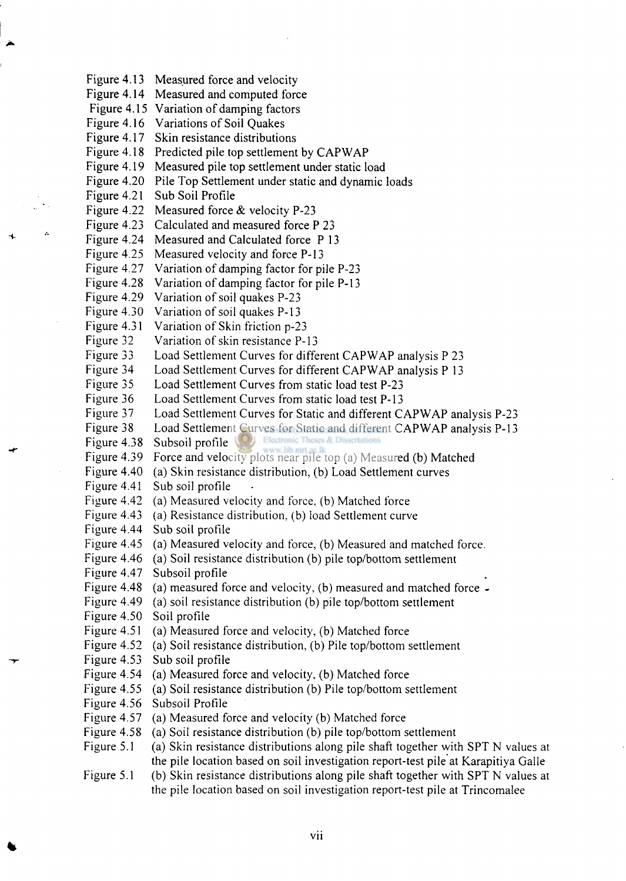| | |
|---|---|
| Figure 4.13 | Measured force and velocity |
| Figure 4.14 | Measured and computed force |
| Figure 4.15 | Variation of damping factors |
| Figure 4.16 | Variations of Soil Quakes |
| Figure 4.17 | Skin resistance distributions |
| Figure 4.18 | Predicted pile top settlement by CAPWAP |
| Figure 4.19 | Measured pile top settlement under static load |
| Figure 4.20 | Pile Top Settlement under static and dynamic loads |
| Figure 4.21 | Sub Soil Profile |
| Figure 4.22 | Measured force & velocity P-23 |
| Figure 4.23 | Calculated and measured force P 23 |
| Figure 4.24 | Measured and Calculated force P 13 |
| Figure 4.25 | Measured velocity and force P-13 |
| Figure 4.27 | Variation of damping factor for pile P-23 |
| Figure 4.28 | Variation of damping factor for pile P-13 |
| Figure 4.29 | Variation of soil quakes P-23 |
| Figure 4.30 | Variation of soil quakes P-13 |
| Figure 4.31 | Variation of Skin friction p-23 |
| Figure 32 | Variation of skin resistance P-13 |
| Figure 33 | Load Settlement Curves for different CAPWAP analysis P 23 |
| Figure 34 | Load Settlement Curves for different CAPWAP analysis P 13 |
| Figure 35 | Load Settlement Curves from static load test P-23 |
| Figure 36 | Load Settlement Curves from static load test P-13 |
| Figure 37 | Load Settlement Curves for Static and different CAPWAP analysis P-23 |
| Figure 38 | Load Settlement Curves for Static and different CAPWAP analysis P-13 |
| Figure 4.38 | Subsoil profile |
| Figure 4.39 | Force and velocity plots near pile top (a) Measured (b) Matched |
| Figure 4.40 | (a) Skin resistance distribution, (b) Load Settlement curves |
| Figure 4.41 | Sub soil profile |
| Figure 4.42 | (a) Measured velocity and force, (b) Matched force |
| Figure 4.43 | (a) Resistance distribution, (b) load Settlement curve |
| Figure 4.44 | Sub soil profile |
| Figure 4.45 | (a) Measured velocity and force, (b) Measured and matched force. |
| Figure 4.46 | (a) Soil resistance distribution (b) pile top/bottom settlement |
| Figure 4.47 | Subsoil profile |
| Figure 4.48 | (a) measured force and velocity, (b) measured and matched force |
| Figure 4.49 | (a) soil resistance distribution (b) pile top/bottom settlement |
| Figure 4.50 | Soil profile |
| Figure 4.51 | (a) Measured force and velocity, (b) Matched force |
| Figure 4.52 | (a) Soil resistance distribution, (b) Pile top/bottom settlement |
| Figure 4.53 | Sub soil profile |
| Figure 4.54 | (a) Measured force and velocity, (b) Matched force |
| Figure 4.55 | (a) Soil resistance distribution (b) Pile top/bottom settlement |
| Figure 4.56 | Subsoil Profile |
| Figure 4.57 | (a) Measured force and velocity (b) Matched force |
| Figure 4.58 | (a) Soil resistance distribution (b) pile top/bottom settlement |
| Figure 5.1 | (a) Skin resistance distributions along pile shaft together with SPT N values at the pile location based on soil investigation report-test pile at Karapitiya Galle |
| Figure 5.1 | (b) Skin resistance distributions along pile shaft together with SPT N values at the pile location based on soil investigation report-test pile at Trincomalee |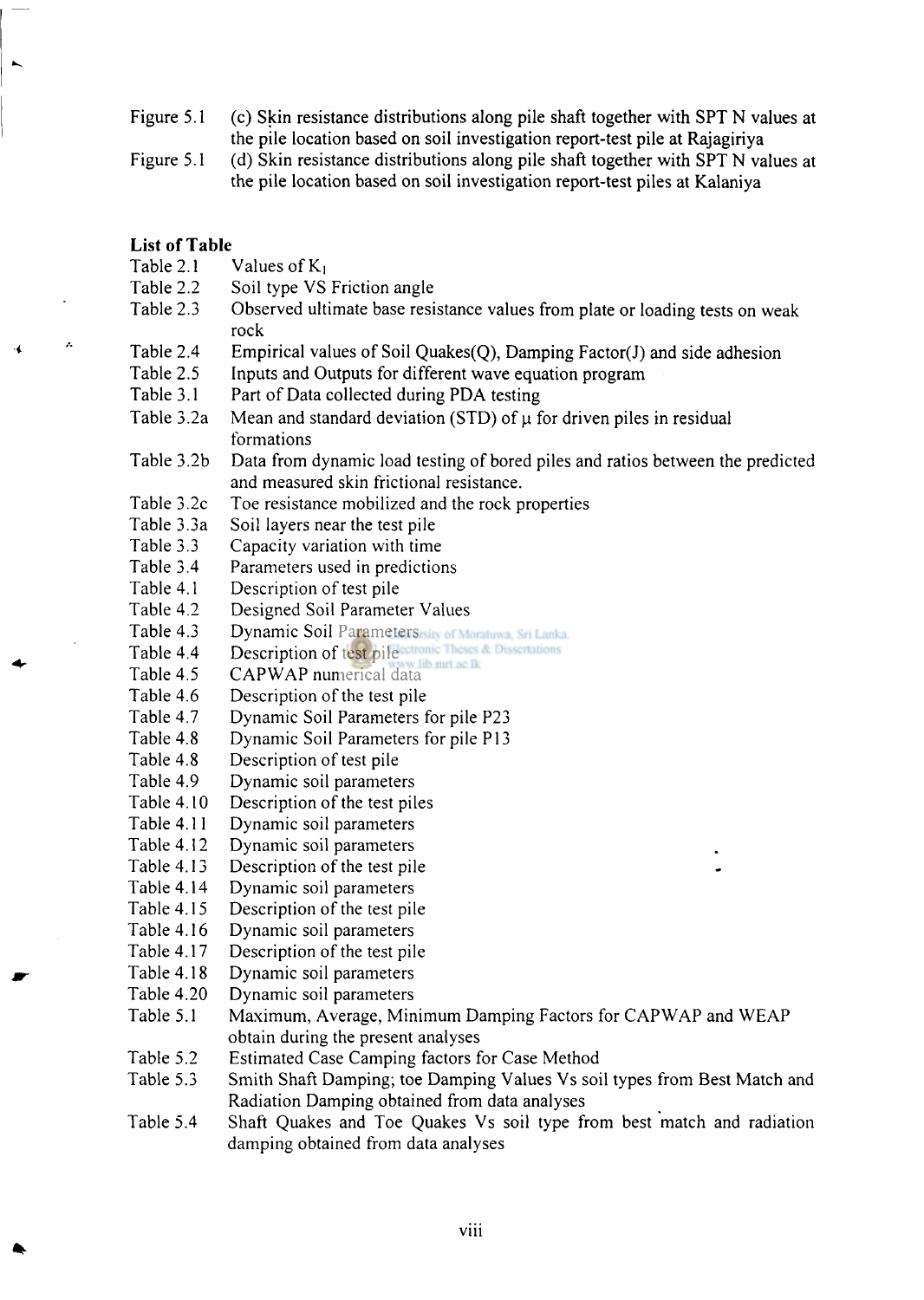Figure 5.1 (c) Skin resistance distributions along pile shaft together with SPT N values at the pile location based on soil investigation report-test pile at Rajagiriya

Figure 5.1 (d) Skin resistance distributions along pile shaft together with SPT N values at the pile location based on soil investigation report-test piles at Kalaniya

**List of Table**

Table 2.1 Values of $K_1$

Table 2.2 Soil type VS Friction angle

Table 2.3 Observed ultimate base resistance values from plate or loading tests on weak rock

Table 2.4 Empirical values of Soil Quakes(Q), Damping Factor(J) and side adhesion

Table 2.5 Inputs and Outputs for different wave equation program

Table 3.1 Part of Data collected during PDA testing

Table 3.2a Mean and standard deviation (STD) of $\mu$ for driven piles in residual formations

Table 3.2b Data from dynamic load testing of bored piles and ratios between the predicted and measured skin frictional resistance.

Table 3.2c Toe resistance mobilized and the rock properties

Table 3.3a Soil layers near the test pile

Table 3.3 Capacity variation with time

Table 3.4 Parameters used in predictions

Table 4.1 Description of test pile

Table 4.2 Designed Soil Parameter Values

Table 4.3 Dynamic Soil Parameters

Table 4.4 Description of test pile

Table 4.5 CAPWAP numerical data

Table 4.6 Description of the test pile

Table 4.7 Dynamic Soil Parameters for pile P23

Table 4.8 Dynamic Soil Parameters for pile P13

Table 4.8 Description of test pile

Table 4.9 Dynamic soil parameters

Table 4.10 Description of the test piles

Table 4.11 Dynamic soil parameters

Table 4.12 Dynamic soil parameters

Table 4.13 Description of the test pile

Table 4.14 Dynamic soil parameters

Table 4.15 Description of the test pile

Table 4.16 Dynamic soil parameters

Table 4.17 Description of the test pile

Table 4.18 Dynamic soil parameters

Table 4.20 Dynamic soil parameters

Table 5.1 Maximum, Average, Minimum Damping Factors for CAPWAP and WEAP obtain during the present analyses

Table 5.2 Estimated Case Camping factors for Case Method

Table 5.3 Smith Shaft Damping; toe Damping Values Vs soil types from Best Match and Radiation Damping obtained from data analyses

Table 5.4 Shaft Quakes and Toe Quakes Vs soil type from best match and radiation damping obtained from data analyses